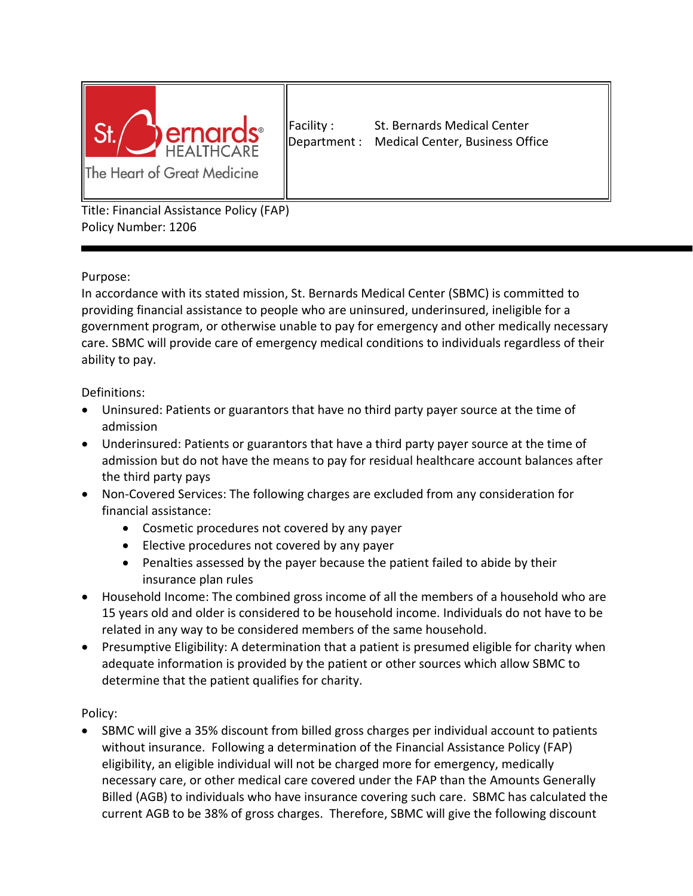| St. Bernards HEALTHCARE The Heart of Great Medicine | Facility : St. Bernards Medical Center<br>Department : Medical Center, Business Office |
| --- | --- |

Title: Financial Assistance Policy (FAP)
Policy Number: 1206

---

Purpose:
In accordance with its stated mission, St. Bernards Medical Center (SBMC) is committed to providing financial assistance to people who are uninsured, underinsured, ineligible for a government program, or otherwise unable to pay for emergency and other medically necessary care. SBMC will provide care of emergency medical conditions to individuals regardless of their ability to pay.

Definitions:

- Uninsured: Patients or guarantors that have no third party payer source at the time of admission
- Underinsured: Patients or guarantors that have a third party payer source at the time of admission but do not have the means to pay for residual healthcare account balances after the third party pays
- Non-Covered Services: The following charges are excluded from any consideration for financial assistance:
    - Cosmetic procedures not covered by any payer
    - Elective procedures not covered by any payer
    - Penalties assessed by the payer because the patient failed to abide by their insurance plan rules
- Household Income: The combined gross income of all the members of a household who are 15 years old and older is considered to be household income. Individuals do not have to be related in any way to be considered members of the same household.
- Presumptive Eligibility: A determination that a patient is presumed eligible for charity when adequate information is provided by the patient or other sources which allow SBMC to determine that the patient qualifies for charity.

Policy:

- SBMC will give a 35% discount from billed gross charges per individual account to patients without insurance. Following a determination of the Financial Assistance Policy (FAP) eligibility, an eligible individual will not be charged more for emergency, medically necessary care, or other medical care covered under the FAP than the Amounts Generally Billed (AGB) to individuals who have insurance covering such care. SBMC has calculated the current AGB to be 38% of gross charges. Therefore, SBMC will give the following discount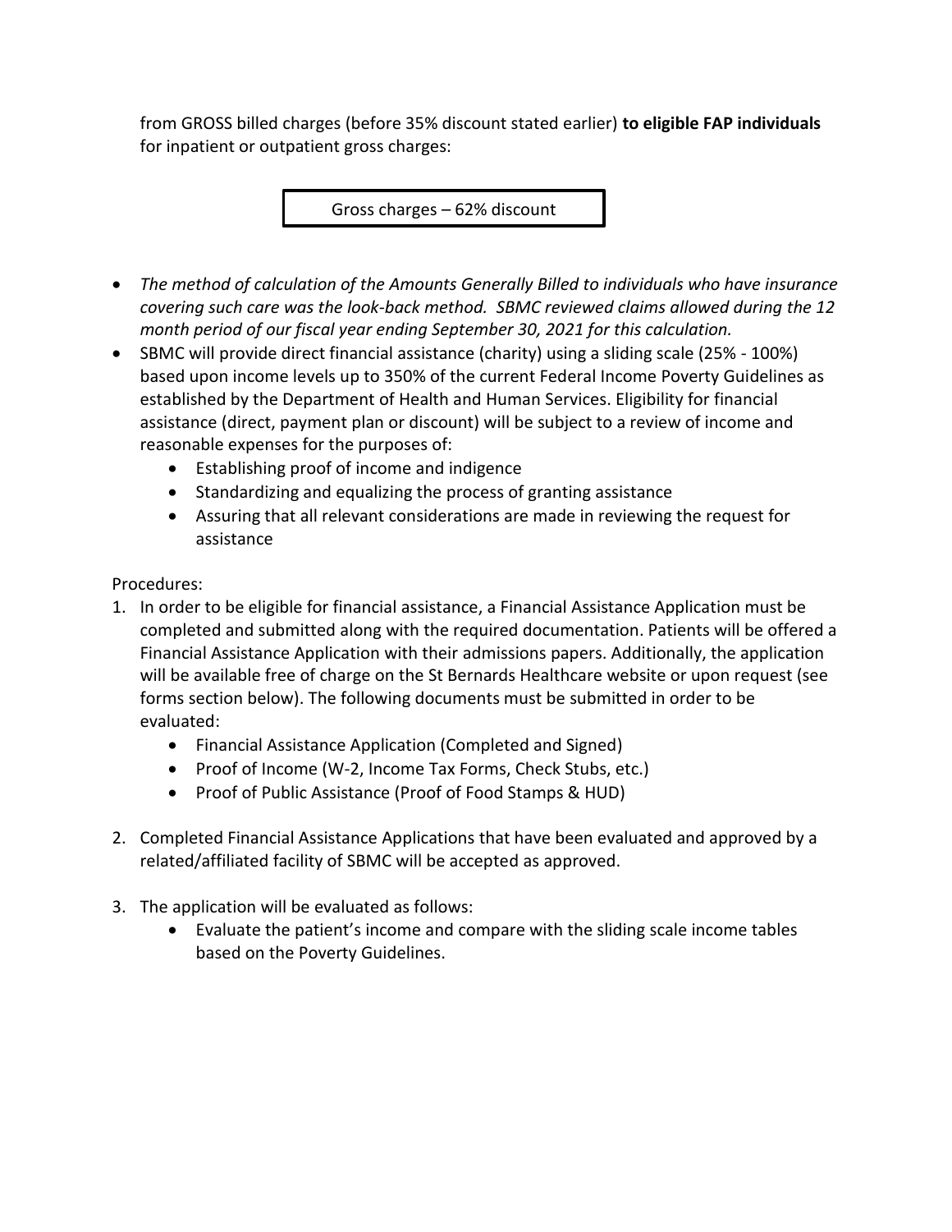from GROSS billed charges (before 35% discount stated earlier) **to eligible FAP individuals** for inpatient or outpatient gross charges:

| Gross charges – 62% discount |
|---|

- *The method of calculation of the Amounts Generally Billed to individuals who have insurance covering such care was the look-back method. SBMC reviewed claims allowed during the 12 month period of our fiscal year ending September 30, 2021 for this calculation.*
- SBMC will provide direct financial assistance (charity) using a sliding scale (25% - 100%) based upon income levels up to 350% of the current Federal Income Poverty Guidelines as established by the Department of Health and Human Services. Eligibility for financial assistance (direct, payment plan or discount) will be subject to a review of income and reasonable expenses for the purposes of:
    - Establishing proof of income and indigence
    - Standardizing and equalizing the process of granting assistance
    - Assuring that all relevant considerations are made in reviewing the request for assistance

Procedures:

1. In order to be eligible for financial assistance, a Financial Assistance Application must be completed and submitted along with the required documentation. Patients will be offered a Financial Assistance Application with their admissions papers. Additionally, the application will be available free of charge on the St Bernards Healthcare website or upon request (see forms section below). The following documents must be submitted in order to be evaluated:
    - Financial Assistance Application (Completed and Signed)
    - Proof of Income (W-2, Income Tax Forms, Check Stubs, etc.)
    - Proof of Public Assistance (Proof of Food Stamps & HUD)

2. Completed Financial Assistance Applications that have been evaluated and approved by a related/affiliated facility of SBMC will be accepted as approved.

3. The application will be evaluated as follows:
    - Evaluate the patient's income and compare with the sliding scale income tables based on the Poverty Guidelines.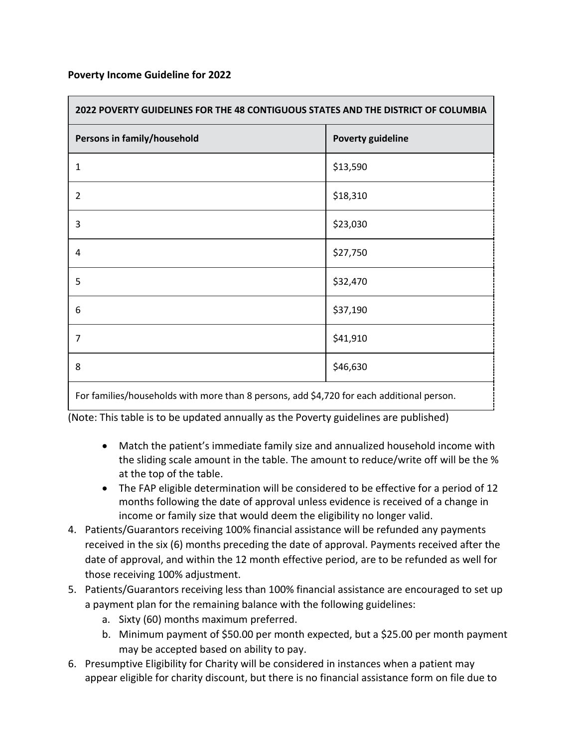**Poverty Income Guideline for 2022**

| 2022 POVERTY GUIDELINES FOR THE 48 CONTIGUOUS STATES AND THE DISTRICT OF COLUMBIA | |
|---|---|
| **Persons in family/household** | **Poverty guideline** |
| 1 | $13,590 |
| 2 | $18,310 |
| 3 | $23,030 |
| 4 | $27,750 |
| 5 | $32,470 |
| 6 | $37,190 |
| 7 | $41,910 |
| 8 | $46,630 |
| For families/households with more than 8 persons, add $4,720 for each additional person. | |

(Note: This table is to be updated annually as the Poverty guidelines are published)

- Match the patient's immediate family size and annualized household income with the sliding scale amount in the table. The amount to reduce/write off will be the % at the top of the table.
- The FAP eligible determination will be considered to be effective for a period of 12 months following the date of approval unless evidence is received of a change in income or family size that would deem the eligibility no longer valid.

4. Patients/Guarantors receiving 100% financial assistance will be refunded any payments received in the six (6) months preceding the date of approval. Payments received after the date of approval, and within the 12 month effective period, are to be refunded as well for those receiving 100% adjustment.
5. Patients/Guarantors receiving less than 100% financial assistance are encouraged to set up a payment plan for the remaining balance with the following guidelines:
   a. Sixty (60) months maximum preferred.
   b. Minimum payment of $50.00 per month expected, but a $25.00 per month payment may be accepted based on ability to pay.
6. Presumptive Eligibility for Charity will be considered in instances when a patient may appear eligible for charity discount, but there is no financial assistance form on file due to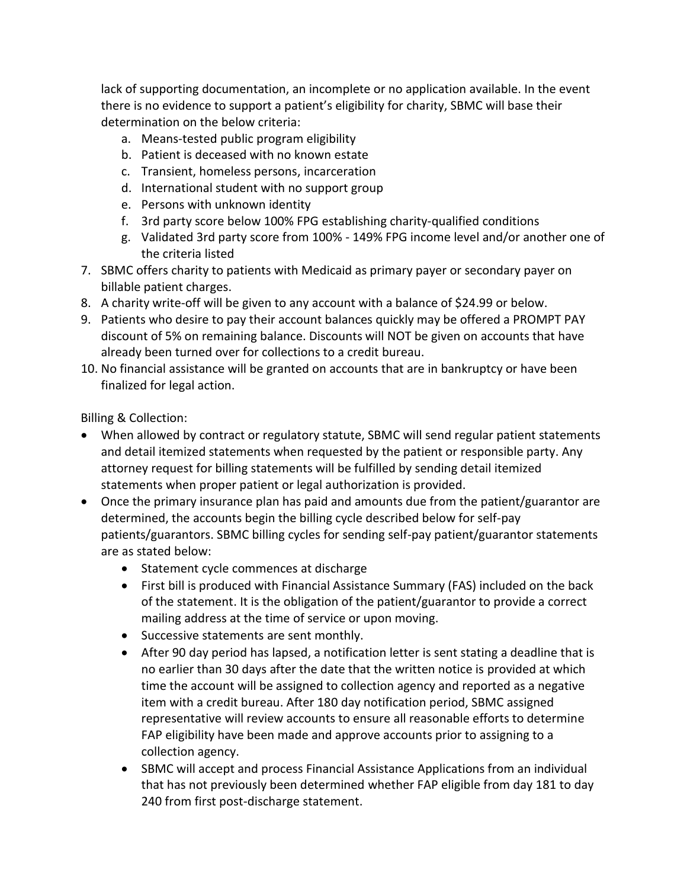lack of supporting documentation, an incomplete or no application available. In the event there is no evidence to support a patient's eligibility for charity, SBMC will base their determination on the below criteria:

   a. Means-tested public program eligibility
   b. Patient is deceased with no known estate
   c. Transient, homeless persons, incarceration
   d. International student with no support group
   e. Persons with unknown identity
   f. 3rd party score below 100% FPG establishing charity-qualified conditions
   g. Validated 3rd party score from 100% - 149% FPG income level and/or another one of the criteria listed

7. SBMC offers charity to patients with Medicaid as primary payer or secondary payer on billable patient charges.
8. A charity write-off will be given to any account with a balance of $24.99 or below.
9. Patients who desire to pay their account balances quickly may be offered a PROMPT PAY discount of 5% on remaining balance. Discounts will NOT be given on accounts that have already been turned over for collections to a credit bureau.
10. No financial assistance will be granted on accounts that are in bankruptcy or have been finalized for legal action.

Billing & Collection:

- When allowed by contract or regulatory statute, SBMC will send regular patient statements and detail itemized statements when requested by the patient or responsible party. Any attorney request for billing statements will be fulfilled by sending detail itemized statements when proper patient or legal authorization is provided.
- Once the primary insurance plan has paid and amounts due from the patient/guarantor are determined, the accounts begin the billing cycle described below for self-pay patients/guarantors. SBMC billing cycles for sending self-pay patient/guarantor statements are as stated below:
    - Statement cycle commences at discharge
    - First bill is produced with Financial Assistance Summary (FAS) included on the back of the statement. It is the obligation of the patient/guarantor to provide a correct mailing address at the time of service or upon moving.
    - Successive statements are sent monthly.
    - After 90 day period has lapsed, a notification letter is sent stating a deadline that is no earlier than 30 days after the date that the written notice is provided at which time the account will be assigned to collection agency and reported as a negative item with a credit bureau. After 180 day notification period, SBMC assigned representative will review accounts to ensure all reasonable efforts to determine FAP eligibility have been made and approve accounts prior to assigning to a collection agency.
    - SBMC will accept and process Financial Assistance Applications from an individual that has not previously been determined whether FAP eligible from day 181 to day 240 from first post-discharge statement.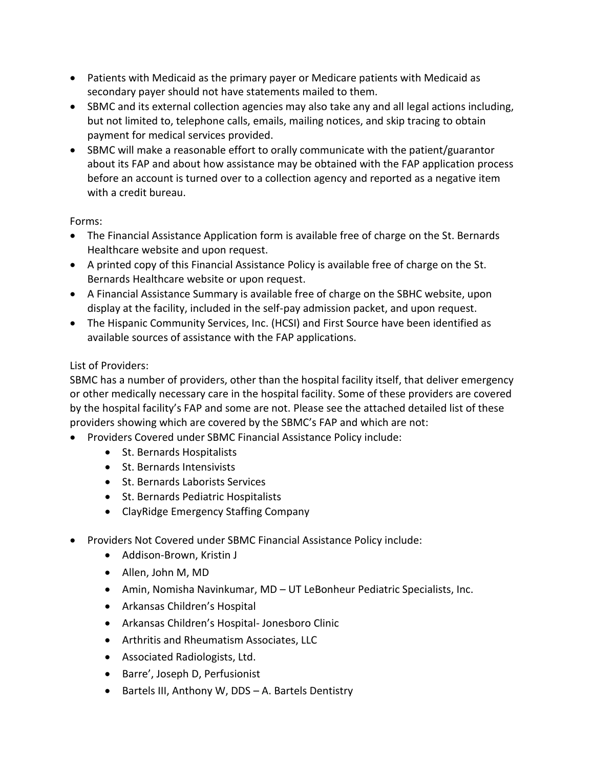- Patients with Medicaid as the primary payer or Medicare patients with Medicaid as secondary payer should not have statements mailed to them.
- SBMC and its external collection agencies may also take any and all legal actions including, but not limited to, telephone calls, emails, mailing notices, and skip tracing to obtain payment for medical services provided.
- SBMC will make a reasonable effort to orally communicate with the patient/guarantor about its FAP and about how assistance may be obtained with the FAP application process before an account is turned over to a collection agency and reported as a negative item with a credit bureau.

Forms:

- The Financial Assistance Application form is available free of charge on the St. Bernards Healthcare website and upon request.
- A printed copy of this Financial Assistance Policy is available free of charge on the St. Bernards Healthcare website or upon request.
- A Financial Assistance Summary is available free of charge on the SBHC website, upon display at the facility, included in the self-pay admission packet, and upon request.
- The Hispanic Community Services, Inc. (HCSI) and First Source have been identified as available sources of assistance with the FAP applications.

List of Providers:

SBMC has a number of providers, other than the hospital facility itself, that deliver emergency or other medically necessary care in the hospital facility. Some of these providers are covered by the hospital facility's FAP and some are not. Please see the attached detailed list of these providers showing which are covered by the SBMC's FAP and which are not:

- Providers Covered under SBMC Financial Assistance Policy include:
  - St. Bernards Hospitalists
  - St. Bernards Intensivists
  - St. Bernards Laborists Services
  - St. Bernards Pediatric Hospitalists
  - ClayRidge Emergency Staffing Company
- Providers Not Covered under SBMC Financial Assistance Policy include:
  - Addison-Brown, Kristin J
  - Allen, John M, MD
  - Amin, Nomisha Navinkumar, MD – UT LeBonheur Pediatric Specialists, Inc.
  - Arkansas Children's Hospital
  - Arkansas Children's Hospital- Jonesboro Clinic
  - Arthritis and Rheumatism Associates, LLC
  - Associated Radiologists, Ltd.
  - Barre', Joseph D, Perfusionist
  - Bartels III, Anthony W, DDS – A. Bartels Dentistry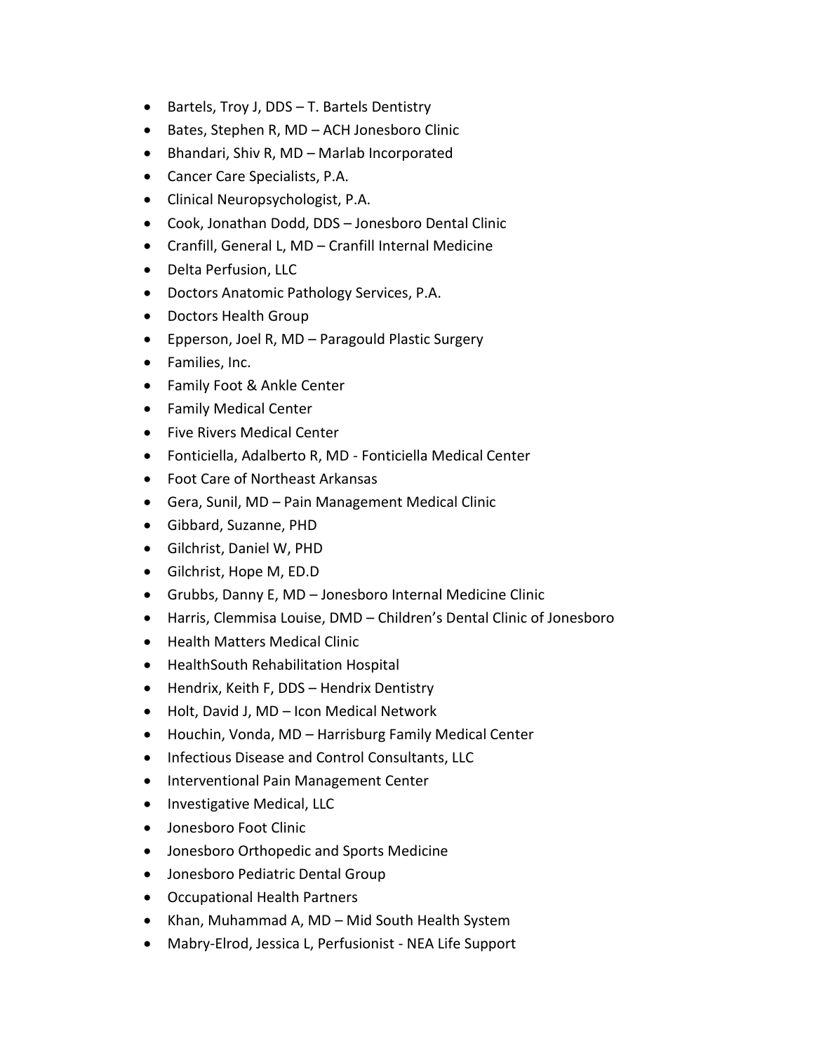- Bartels, Troy J, DDS – T. Bartels Dentistry
- Bates, Stephen R, MD – ACH Jonesboro Clinic
- Bhandari, Shiv R, MD – Marlab Incorporated
- Cancer Care Specialists, P.A.
- Clinical Neuropsychologist, P.A.
- Cook, Jonathan Dodd, DDS – Jonesboro Dental Clinic
- Cranfill, General L, MD – Cranfill Internal Medicine
- Delta Perfusion, LLC
- Doctors Anatomic Pathology Services, P.A.
- Doctors Health Group
- Epperson, Joel R, MD – Paragould Plastic Surgery
- Families, Inc.
- Family Foot & Ankle Center
- Family Medical Center
- Five Rivers Medical Center
- Fonticiella, Adalberto R, MD - Fonticiella Medical Center
- Foot Care of Northeast Arkansas
- Gera, Sunil, MD – Pain Management Medical Clinic
- Gibbard, Suzanne, PHD
- Gilchrist, Daniel W, PHD
- Gilchrist, Hope M, ED.D
- Grubbs, Danny E, MD – Jonesboro Internal Medicine Clinic
- Harris, Clemmisa Louise, DMD – Children's Dental Clinic of Jonesboro
- Health Matters Medical Clinic
- HealthSouth Rehabilitation Hospital
- Hendrix, Keith F, DDS – Hendrix Dentistry
- Holt, David J, MD – Icon Medical Network
- Houchin, Vonda, MD – Harrisburg Family Medical Center
- Infectious Disease and Control Consultants, LLC
- Interventional Pain Management Center
- Investigative Medical, LLC
- Jonesboro Foot Clinic
- Jonesboro Orthopedic and Sports Medicine
- Jonesboro Pediatric Dental Group
- Occupational Health Partners
- Khan, Muhammad A, MD – Mid South Health System
- Mabry-Elrod, Jessica L, Perfusionist - NEA Life Support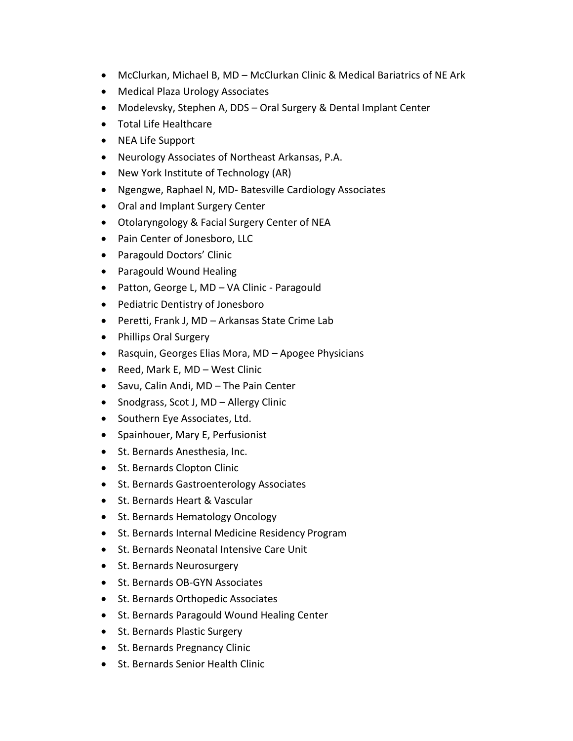- McClurkan, Michael B, MD – McClurkan Clinic & Medical Bariatrics of NE Ark
- Medical Plaza Urology Associates
- Modelevsky, Stephen A, DDS – Oral Surgery & Dental Implant Center
- Total Life Healthcare
- NEA Life Support
- Neurology Associates of Northeast Arkansas, P.A.
- New York Institute of Technology (AR)
- Ngengwe, Raphael N, MD- Batesville Cardiology Associates
- Oral and Implant Surgery Center
- Otolaryngology & Facial Surgery Center of NEA
- Pain Center of Jonesboro, LLC
- Paragould Doctors' Clinic
- Paragould Wound Healing
- Patton, George L, MD – VA Clinic - Paragould
- Pediatric Dentistry of Jonesboro
- Peretti, Frank J, MD – Arkansas State Crime Lab
- Phillips Oral Surgery
- Rasquin, Georges Elias Mora, MD – Apogee Physicians
- Reed, Mark E, MD – West Clinic
- Savu, Calin Andi, MD – The Pain Center
- Snodgrass, Scot J, MD – Allergy Clinic
- Southern Eye Associates, Ltd.
- Spainhouer, Mary E, Perfusionist
- St. Bernards Anesthesia, Inc.
- St. Bernards Clopton Clinic
- St. Bernards Gastroenterology Associates
- St. Bernards Heart & Vascular
- St. Bernards Hematology Oncology
- St. Bernards Internal Medicine Residency Program
- St. Bernards Neonatal Intensive Care Unit
- St. Bernards Neurosurgery
- St. Bernards OB-GYN Associates
- St. Bernards Orthopedic Associates
- St. Bernards Paragould Wound Healing Center
- St. Bernards Plastic Surgery
- St. Bernards Pregnancy Clinic
- St. Bernards Senior Health Clinic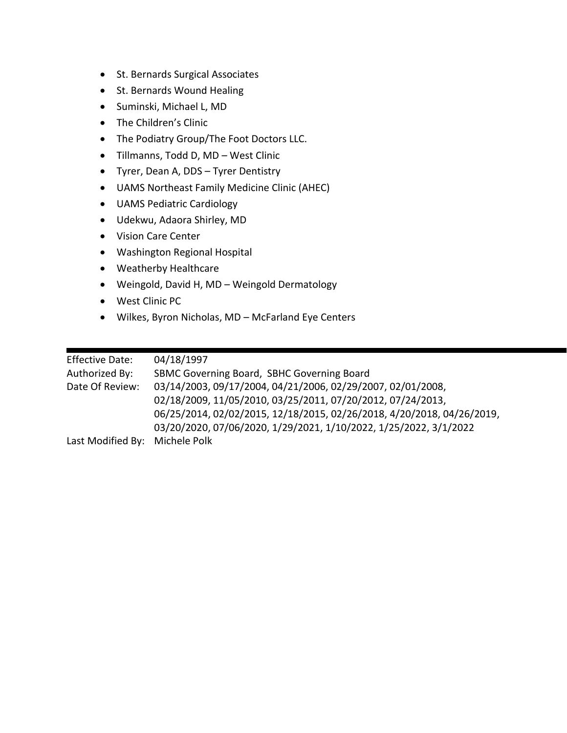- St. Bernards Surgical Associates
- St. Bernards Wound Healing
- Suminski, Michael L, MD
- The Children's Clinic
- The Podiatry Group/The Foot Doctors LLC.
- Tillmanns, Todd D, MD – West Clinic
- Tyrer, Dean A, DDS – Tyrer Dentistry
- UAMS Northeast Family Medicine Clinic (AHEC)
- UAMS Pediatric Cardiology
- Udekwu, Adaora Shirley, MD
- Vision Care Center
- Washington Regional Hospital
- Weatherby Healthcare
- Weingold, David H, MD – Weingold Dermatology
- West Clinic PC
- Wilkes, Byron Nicholas, MD – McFarland Eye Centers

---

| | |
|---|---|
| Effective Date: | 04/18/1997 |
| Authorized By: | SBMC Governing Board, SBHC Governing Board |
| Date Of Review: | 03/14/2003, 09/17/2004, 04/21/2006, 02/29/2007, 02/01/2008, 02/18/2009, 11/05/2010, 03/25/2011, 07/20/2012, 07/24/2013, 06/25/2014, 02/02/2015, 12/18/2015, 02/26/2018, 4/20/2018, 04/26/2019, 03/20/2020, 07/06/2020, 1/29/2021, 1/10/2022, 1/25/2022, 3/1/2022 |
| Last Modified By: | Michele Polk |